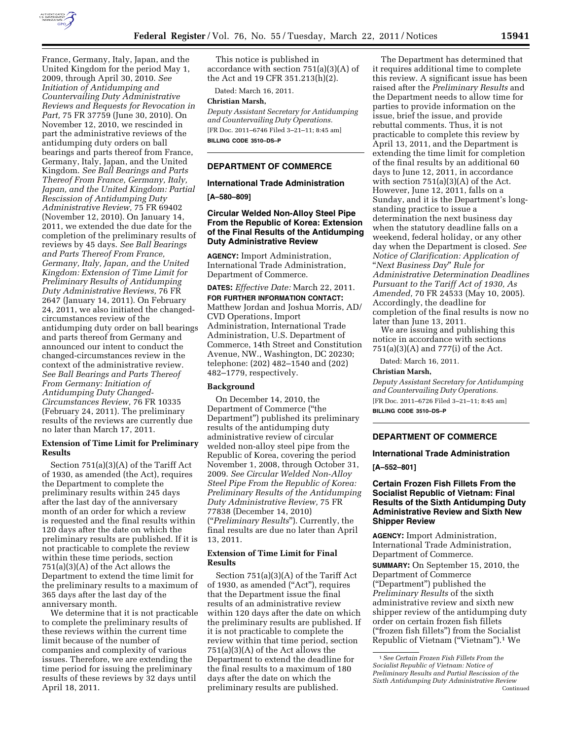France, Germany, Italy, Japan, and the United Kingdom for the period May 1, 2009, through April 30, 2010. *See Initiation of Antidumping and Countervailing Duty Administrative Reviews and Requests for Revocation in Part,* 75 FR 37759 (June 30, 2010). On November 12, 2010, we rescinded in part the administrative reviews of the antidumping duty orders on ball bearings and parts thereof from France, Germany, Italy, Japan, and the United Kingdom. *See Ball Bearings and Parts Thereof From France, Germany, Italy, Japan, and the United Kingdom: Partial Rescission of Antidumping Duty Administrative Review,* 75 FR 69402 (November 12, 2010). On January 14, 2011, we extended the due date for the completion of the preliminary results of reviews by 45 days. *See Ball Bearings and Parts Thereof From France, Germany, Italy, Japan, and the United Kingdom: Extension of Time Limit for Preliminary Results of Antidumping Duty Administrative Reviews,* 76 FR 2647 (January 14, 2011). On February 24, 2011, we also initiated the changed-circumstances review of the antidumping duty order on ball bearings and parts thereof from Germany and announced our intent to conduct the changed-circumstances review in the context of the administrative review. *See Ball Bearings and Parts Thereof From Germany: Initiation of Antidumping Duty Changed-Circumstances Review,* 76 FR 10335 (February 24, 2011). The preliminary results of the reviews are currently due no later than March 17, 2011.

**Extension of Time Limit for Preliminary Results**

Section 751(a)(3)(A) of the Tariff Act of 1930, as amended (the Act), requires the Department to complete the preliminary results within 245 days after the last day of the anniversary month of an order for which a review is requested and the final results within 120 days after the date on which the preliminary results are published. If it is not practicable to complete the review within these time periods, section 751(a)(3)(A) of the Act allows the Department to extend the time limit for the preliminary results to a maximum of 365 days after the last day of the anniversary month.

We determine that it is not practicable to complete the preliminary results of these reviews within the current time limit because of the number of companies and complexity of various issues. Therefore, we are extending the time period for issuing the preliminary results of these reviews by 32 days until April 18, 2011.

This notice is published in accordance with section 751(a)(3)(A) of the Act and 19 CFR 351.213(h)(2).

Dated: March 16, 2011.

**Christian Marsh,**

*Deputy Assistant Secretary for Antidumping and Countervailing Duty Operations.*

[FR Doc. 2011–6746 Filed 3–21–11; 8:45 am]

**BILLING CODE 3510–DS–P**

---

## DEPARTMENT OF COMMERCE

### International Trade Administration

**[A–580–809]**

### Circular Welded Non-Alloy Steel Pipe From the Republic of Korea: Extension of the Final Results of the Antidumping Duty Administrative Review

**AGENCY:** Import Administration, International Trade Administration, Department of Commerce.

**DATES:** *Effective Date:* March 22, 2011.

**FOR FURTHER INFORMATION CONTACT:** Matthew Jordan and Joshua Morris, AD/CVD Operations, Import Administration, International Trade Administration, U.S. Department of Commerce, 14th Street and Constitution Avenue, NW., Washington, DC 20230; telephone: (202) 482–1540 and (202) 482–1779, respectively.

**Background**

On December 14, 2010, the Department of Commerce ("the Department") published its preliminary results of the antidumping duty administrative review of circular welded non-alloy steel pipe from the Republic of Korea, covering the period November 1, 2008, through October 31, 2009. *See Circular Welded Non-Alloy Steel Pipe From the Republic of Korea: Preliminary Results of the Antidumping Duty Administrative Review,* 75 FR 77838 (December 14, 2010) ("*Preliminary Results*"). Currently, the final results are due no later than April 13, 2011.

**Extension of Time Limit for Final Results**

Section 751(a)(3)(A) of the Tariff Act of 1930, as amended ("Act"), requires that the Department issue the final results of an administrative review within 120 days after the date on which the preliminary results are published. If it is not practicable to complete the review within that time period, section 751(a)(3)(A) of the Act allows the Department to extend the deadline for the final results to a maximum of 180 days after the date on which the preliminary results are published.

The Department has determined that it requires additional time to complete this review. A significant issue has been raised after the *Preliminary Results* and the Department needs to allow time for parties to provide information on the issue, brief the issue, and provide rebuttal comments. Thus, it is not practicable to complete this review by April 13, 2011, and the Department is extending the time limit for completion of the final results by an additional 60 days to June 12, 2011, in accordance with section 751(a)(3)(A) of the Act. However, June 12, 2011, falls on a Sunday, and it is the Department's long-standing practice to issue a determination the next business day when the statutory deadline falls on a weekend, federal holiday, or any other day when the Department is closed. *See Notice of Clarification: Application of "Next Business Day" Rule for Administrative Determination Deadlines Pursuant to the Tariff Act of 1930, As Amended,* 70 FR 24533 (May 10, 2005). Accordingly, the deadline for completion of the final results is now no later than June 13, 2011.

We are issuing and publishing this notice in accordance with sections 751(a)(3)(A) and 777(i) of the Act.

Dated: March 16, 2011.

**Christian Marsh,**

*Deputy Assistant Secretary for Antidumping and Countervailing Duty Operations.*

[FR Doc. 2011–6726 Filed 3–21–11; 8:45 am]

**BILLING CODE 3510–DS–P**

---

## DEPARTMENT OF COMMERCE

### International Trade Administration

**[A–552–801]**

### Certain Frozen Fish Fillets From the Socialist Republic of Vietnam: Final Results of the Sixth Antidumping Duty Administrative Review and Sixth New Shipper Review

**AGENCY:** Import Administration, International Trade Administration, Department of Commerce.

**SUMMARY:** On September 15, 2010, the Department of Commerce ("Department") published the *Preliminary Results* of the sixth administrative review and sixth new shipper review of the antidumping duty order on certain frozen fish fillets ("frozen fish fillets") from the Socialist Republic of Vietnam ("Vietnam").[1] We

[1] *See Certain Frozen Fish Fillets From the Socialist Republic of Vietnam: Notice of Preliminary Results and Partial Rescission of the Sixth Antidumping Duty Administrative Review* Continued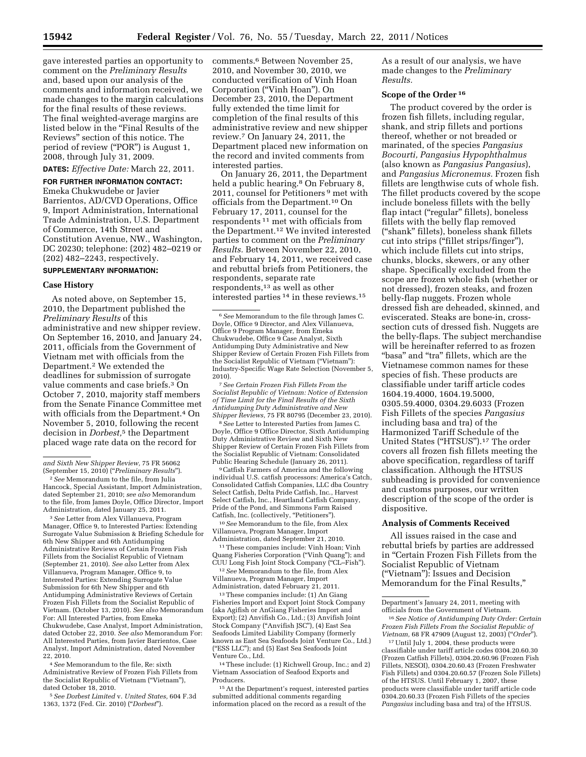gave interested parties an opportunity to comment on the *Preliminary Results* and, based upon our analysis of the comments and information received, we made changes to the margin calculations for the final results of these reviews. The final weighted-average margins are listed below in the "Final Results of the Reviews" section of this notice. The period of review ("POR") is August 1, 2008, through July 31, 2009.

**DATES:** *Effective Date:* March 22, 2011.

**FOR FURTHER INFORMATION CONTACT:** Emeka Chukwudebe or Javier Barrientos, AD/CVD Operations, Office 9, Import Administration, International Trade Administration, U.S. Department of Commerce, 14th Street and Constitution Avenue, NW., Washington, DC 20230; telephone: (202) 482–0219 or (202) 482–2243, respectively.

**SUPPLEMENTARY INFORMATION:**

## Case History

As noted above, on September 15, 2010, the Department published the *Preliminary Results* of this administrative and new shipper review. On September 16, 2010, and January 24, 2011, officials from the Government of Vietnam met with officials from the Department.[2] We extended the deadlines for submission of surrogate value comments and case briefs.[3] On October 7, 2010, majority staff members from the Senate Finance Committee met with officials from the Department.[4] On November 5, 2010, following the recent decision in *Dorbest*,[5] the Department placed wage rate data on the record for comments.[6] Between November 25, 2010, and November 30, 2010, we conducted verification of Vinh Hoan Corporation ("Vinh Hoan"). On December 23, 2010, the Department fully extended the time limit for completion of the final results of this administrative review and new shipper review.[7] On January 24, 2011, the Department placed new information on the record and invited comments from interested parties.

On January 26, 2011, the Department held a public hearing.[8] On February 8, 2011, counsel for Petitioners[9] met with officials from the Department.[10] On February 17, 2011, counsel for the respondents[11] met with officials from the Department.[12] We invited interested parties to comment on the *Preliminary Results*. Between November 22, 2010, and February 14, 2011, we received case and rebuttal briefs from Petitioners, the respondents, separate rate respondents,[13] as well as other interested parties[14] in these reviews.[15] As a result of our analysis, we have made changes to the *Preliminary Results*.

## Scope of the Order[16]

The product covered by the order is frozen fish fillets, including regular, shank, and strip fillets and portions thereof, whether or not breaded or marinated, of the species *Pangasius Bocourti, Pangasius Hypophthalmus* (also known as *Pangasius Pangasius*), and *Pangasius Micronemus*. Frozen fish fillets are lengthwise cuts of whole fish. The fillet products covered by the scope include boneless fillets with the belly flap intact ("regular" fillets), boneless fillets with the belly flap removed ("shank" fillets), boneless shank fillets cut into strips ("fillet strips/finger"), which include fillets cut into strips, chunks, blocks, skewers, or any other shape. Specifically excluded from the scope are frozen whole fish (whether or not dressed), frozen steaks, and frozen belly-flap nuggets. Frozen whole dressed fish are deheaded, skinned, and eviscerated. Steaks are bone-in, cross-section cuts of dressed fish. Nuggets are the belly-flaps. The subject merchandise will be hereinafter referred to as frozen "basa" and "tra" fillets, which are the Vietnamese common names for these species of fish. These products are classifiable under tariff article codes 1604.19.4000, 1604.19.5000, 0305.59.4000, 0304.29.6033 (Frozen Fish Fillets of the species *Pangasius* including basa and tra) of the Harmonized Tariff Schedule of the United States ("HTSUS").[17] The order covers all frozen fish fillets meeting the above specification, regardless of tariff classification. Although the HTSUS subheading is provided for convenience and customs purposes, our written description of the scope of the order is dispositive.

## Analysis of Comments Received

All issues raised in the case and rebuttal briefs by parties are addressed in "Certain Frozen Fish Fillets from the Socialist Republic of Vietnam ("Vietnam"): Issues and Decision Memorandum for the Final Results,"

---

*and Sixth New Shipper Review,* 75 FR 56062 (September 15, 2010) ("*Preliminary Results*").

[2] *See* Memorandum to the file, from Julia Hancock, Special Assistant, Import Administration, dated September 21, 2010; *see also* Memorandum to the file, from James Doyle, Office Director, Import Administration, dated January 25, 2011.

[3] *See* Letter from Alex Villanueva, Program Manager, Office 9, to Interested Parties: Extending Surrogate Value Submission & Briefing Schedule for 6th New Shipper and 6th Antidumping Administrative Reviews of Certain Frozen Fish Fillets from the Socialist Republic of Vietnam (September 21, 2010). *See also* Letter from Alex Villanueva, Program Manager, Office 9, to Interested Parties: Extending Surrogate Value Submission for 6th New Shipper and 6th Antidumping Administrative Reviews of Certain Frozen Fish Fillets from the Socialist Republic of Vietnam. (October 13, 2010). *See also* Memorandum For: All Interested Parties, from Emeka Chukwudebe, Case Analyst, Import Administration, dated October 22, 2010. *See also* Memorandum For: All Interested Parties, from Javier Barrientos, Case Analyst, Import Administration, dated November 22, 2010.

[4] *See* Memorandum to the file, Re: sixth Administrative Review of Frozen Fish Fillets from the Socialist Republic of Vietnam ("Vietnam"), dated October 18, 2010.

[5] *See Dorbest Limited* v. *United States,* 604 F.3d 1363, 1372 (Fed. Cir. 2010) ("*Dorbest*").

[6] *See* Memorandum to the file through James C. Doyle, Office 9 Director, and Alex Villanueva, Office 9 Program Manager, from Emeka Chukwudebe, Office 9 Case Analyst, Sixth Antidumping Duty Administrative and New Shipper Review of Certain Frozen Fish Fillets from the Socialist Republic of Vietnam ("Vietnam"): Industry-Specific Wage Rate Selection (November 5, 2010).

[7] *See Certain Frozen Fish Fillets From the Socialist Republic of Vietnam: Notice of Extension of Time Limit for the Final Results of the Sixth Antidumping Duty Administrative and New Shipper Reviews,* 75 FR 80795 (December 23, 2010).

[8] *See* Letter to Interested Parties from James C. Doyle, Office 9 Office Director, Sixth Antidumping Duty Administrative Review and Sixth New Shipper Review of Certain Frozen Fish Fillets from the Socialist Republic of Vietnam: Consolidated Public Hearing Schedule (January 26, 2011).

[9] Catfish Farmers of America and the following individual U.S. catfish processors: America's Catch, Consolidated Catfish Companies, LLC dba Country Select Catfish, Delta Pride Catfish, Inc., Harvest Select Catfish, Inc., Heartland Catfish Company, Pride of the Pond, and Simmons Farm Raised Catfish, Inc. (collectively, "Petitioners").

[10] *See* Memorandum to the file, from Alex Villanueva, Program Manager, Import Administration, dated September 21, 2010.

[11] These companies include: Vinh Hoan; Vinh Quang Fisheries Corporation ("Vinh Quang"); and CUU Long Fish Joint Stock Company ("CL–Fish").

[12] *See* Memorandum to the file, from Alex Villanueva, Program Manager, Import Administration, dated February 21, 2011.

[13] These companies include: (1) An Giang Fisheries Import and Export Joint Stock Company (aka Agifish or AnGiang Fisheries Import and Export); (2) Anvifish Co., Ltd.; (3) Anvifish Joint Stock Company ("Anvifish JSC"), (4) East Sea Seafoods Limited Liability Company (formerly known as East Sea Seafoods Joint Venture Co., Ltd.) ("ESS LLC"); and (5) East Sea Seafoods Joint Venture Co., Ltd.

[14] These include: (1) Richwell Group, Inc.; and 2) Vietnam Association of Seafood Exports and Producers.

[15] At the Department's request, interested parties submitted additional comments regarding information placed on the record as a result of the Department's January 24, 2011, meeting with officials from the Government of Vietnam.

[16] *See Notice of Antidumping Duty Order: Certain Frozen Fish Fillets From the Socialist Republic of Vietnam,* 68 FR 47909 (August 12, 2003) ("*Order*").

[17] Until July 1, 2004, these products were classifiable under tariff article codes 0304.20.60.30 (Frozen Catfish Fillets), 0304.20.60.96 (Frozen Fish Fillets, NESOI), 0304.20.60.43 (Frozen Freshwater Fish Fillets) and 0304.20.60.57 (Frozen Sole Fillets) of the HTSUS. Until February 1, 2007, these products were classifiable under tariff article code 0304.20.60.33 (Frozen Fish Fillets of the species *Pangasius* including basa and tra) of the HTSUS.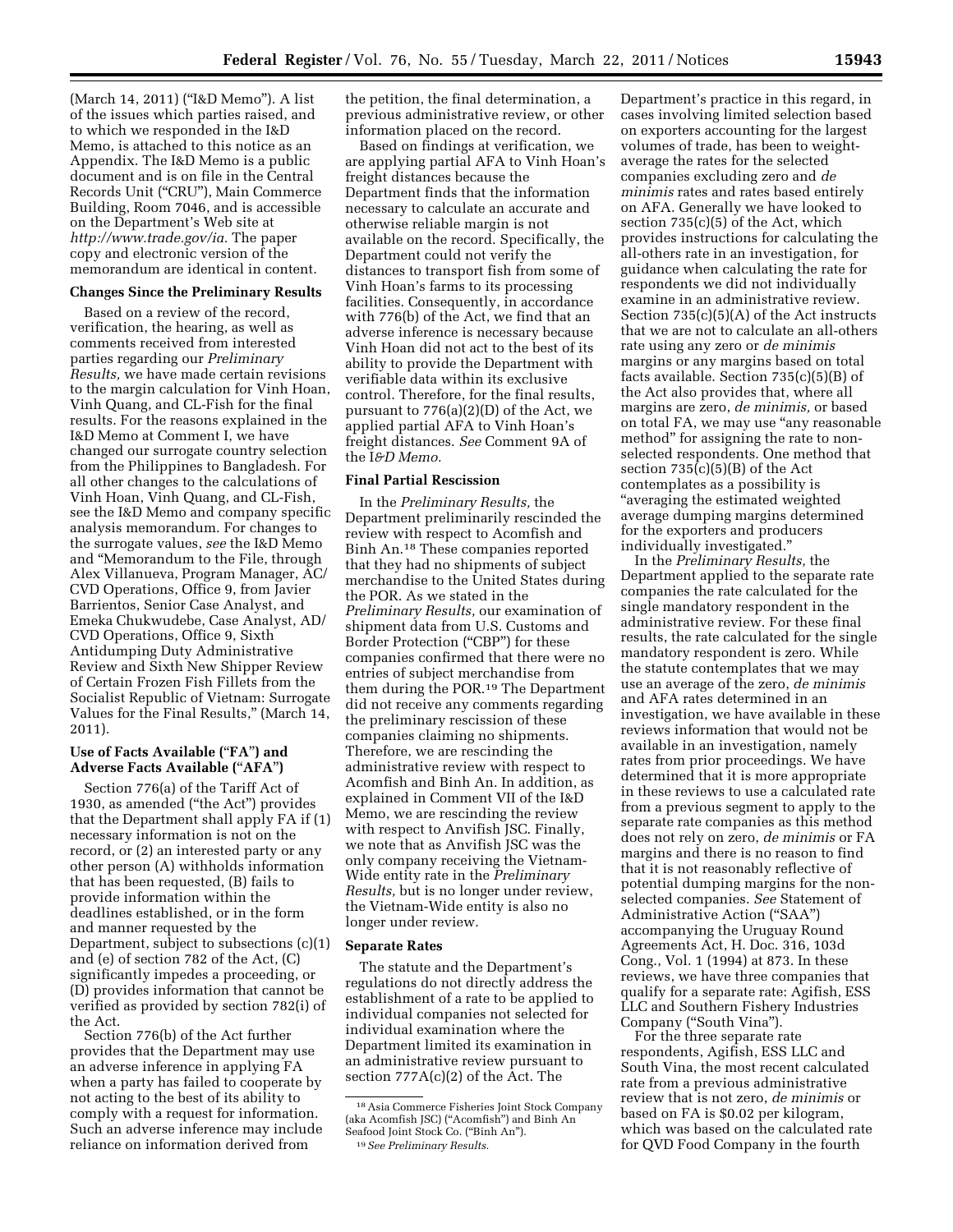(March 14, 2011) ("I&D Memo"). A list of the issues which parties raised, and to which we responded in the I&D Memo, is attached to this notice as an Appendix. The I&D Memo is a public document and is on file in the Central Records Unit ("CRU"), Main Commerce Building, Room 7046, and is accessible on the Department's Web site at *http://www.trade.gov/ia.* The paper copy and electronic version of the memorandum are identical in content.

### Changes Since the Preliminary Results

Based on a review of the record, verification, the hearing, as well as comments received from interested parties regarding our *Preliminary Results,* we have made certain revisions to the margin calculation for Vinh Hoan, Vinh Quang, and CL-Fish for the final results. For the reasons explained in the I&D Memo at Comment I, we have changed our surrogate country selection from the Philippines to Bangladesh. For all other changes to the calculations of Vinh Hoan, Vinh Quang, and CL-Fish, see the I&D Memo and company specific analysis memorandum. For changes to the surrogate values, *see* the I&D Memo and "Memorandum to the File, through Alex Villanueva, Program Manager, AC/CVD Operations, Office 9, from Javier Barrientos, Senior Case Analyst, and Emeka Chukwudebe, Case Analyst, AD/CVD Operations, Office 9, Sixth Antidumping Duty Administrative Review and Sixth New Shipper Review of Certain Frozen Fish Fillets from the Socialist Republic of Vietnam: Surrogate Values for the Final Results," (March 14, 2011).

### Use of Facts Available ("FA") and Adverse Facts Available ("AFA")

Section 776(a) of the Tariff Act of 1930, as amended ("the Act") provides that the Department shall apply FA if (1) necessary information is not on the record, or (2) an interested party or any other person (A) withholds information that has been requested, (B) fails to provide information within the deadlines established, or in the form and manner requested by the Department, subject to subsections (c)(1) and (e) of section 782 of the Act, (C) significantly impedes a proceeding, or (D) provides information that cannot be verified as provided by section 782(i) of the Act.

Section 776(b) of the Act further provides that the Department may use an adverse inference in applying FA when a party has failed to cooperate by not acting to the best of its ability to comply with a request for information. Such an adverse inference may include reliance on information derived from the petition, the final determination, a previous administrative review, or other information placed on the record.

Based on findings at verification, we are applying partial AFA to Vinh Hoan's freight distances because the Department finds that the information necessary to calculate an accurate and otherwise reliable margin is not available on the record. Specifically, the Department could not verify the distances to transport fish from some of Vinh Hoan's farms to its processing facilities. Consequently, in accordance with 776(b) of the Act, we find that an adverse inference is necessary because Vinh Hoan did not act to the best of its ability to provide the Department with verifiable data within its exclusive control. Therefore, for the final results, pursuant to 776(a)(2)(D) of the Act, we applied partial AFA to Vinh Hoan's freight distances. *See* Comment 9A of the I*&D Memo.*

### Final Partial Rescission

In the *Preliminary Results,* the Department preliminarily rescinded the review with respect to Acomfish and Binh An.[18] These companies reported that they had no shipments of subject merchandise to the United States during the POR. As we stated in the *Preliminary Results,* our examination of shipment data from U.S. Customs and Border Protection ("CBP") for these companies confirmed that there were no entries of subject merchandise from them during the POR.[19] The Department did not receive any comments regarding the preliminary rescission of these companies claiming no shipments. Therefore, we are rescinding the administrative review with respect to Acomfish and Binh An. In addition, as explained in Comment VII of the I&D Memo, we are rescinding the review with respect to Anvifish JSC. Finally, we note that as Anvifish JSC was the only company receiving the Vietnam-Wide entity rate in the *Preliminary Results,* but is no longer under review, the Vietnam-Wide entity is also no longer under review.

### Separate Rates

The statute and the Department's regulations do not directly address the establishment of a rate to be applied to individual companies not selected for individual examination where the Department limited its examination in an administrative review pursuant to section 777A(c)(2) of the Act. The Department's practice in this regard, in cases involving limited selection based on exporters accounting for the largest volumes of trade, has been to weight-average the rates for the selected companies excluding zero and *de minimis* rates and rates based entirely on AFA. Generally we have looked to section 735(c)(5) of the Act, which provides instructions for calculating the all-others rate in an investigation, for guidance when calculating the rate for respondents we did not individually examine in an administrative review. Section 735(c)(5)(A) of the Act instructs that we are not to calculate an all-others rate using any zero or *de minimis* margins or any margins based on total facts available. Section 735(c)(5)(B) of the Act also provides that, where all margins are zero, *de minimis,* or based on total FA, we may use "any reasonable method" for assigning the rate to non-selected respondents. One method that section 735(c)(5)(B) of the Act contemplates as a possibility is "averaging the estimated weighted average dumping margins determined for the exporters and producers individually investigated."

In the *Preliminary Results,* the Department applied to the separate rate companies the rate calculated for the single mandatory respondent in the administrative review. For these final results, the rate calculated for the single mandatory respondent is zero. While the statute contemplates that we may use an average of the zero, *de minimis* and AFA rates determined in an investigation, we have available in these reviews information that would not be available in an investigation, namely rates from prior proceedings. We have determined that it is more appropriate in these reviews to use a calculated rate from a previous segment to apply to the separate rate companies as this method does not rely on zero, *de minimis* or FA margins and there is no reason to find that it is not reasonably reflective of potential dumping margins for the non-selected companies. *See* Statement of Administrative Action ("SAA") accompanying the Uruguay Round Agreements Act, H. Doc. 316, 103d Cong., Vol. 1 (1994) at 873. In these reviews, we have three companies that qualify for a separate rate: Agifish, ESS LLC and Southern Fishery Industries Company ("South Vina").

For the three separate rate respondents, Agifish, ESS LLC and South Vina, the most recent calculated rate from a previous administrative review that is not zero, *de minimis* or based on FA is $0.02 per kilogram, which was based on the calculated rate for QVD Food Company in the fourth

[18] Asia Commerce Fisheries Joint Stock Company (aka Acomfish JSC) ("Acomfish") and Binh An Seafood Joint Stock Co. ("Binh An").

[19] *See Preliminary Results.*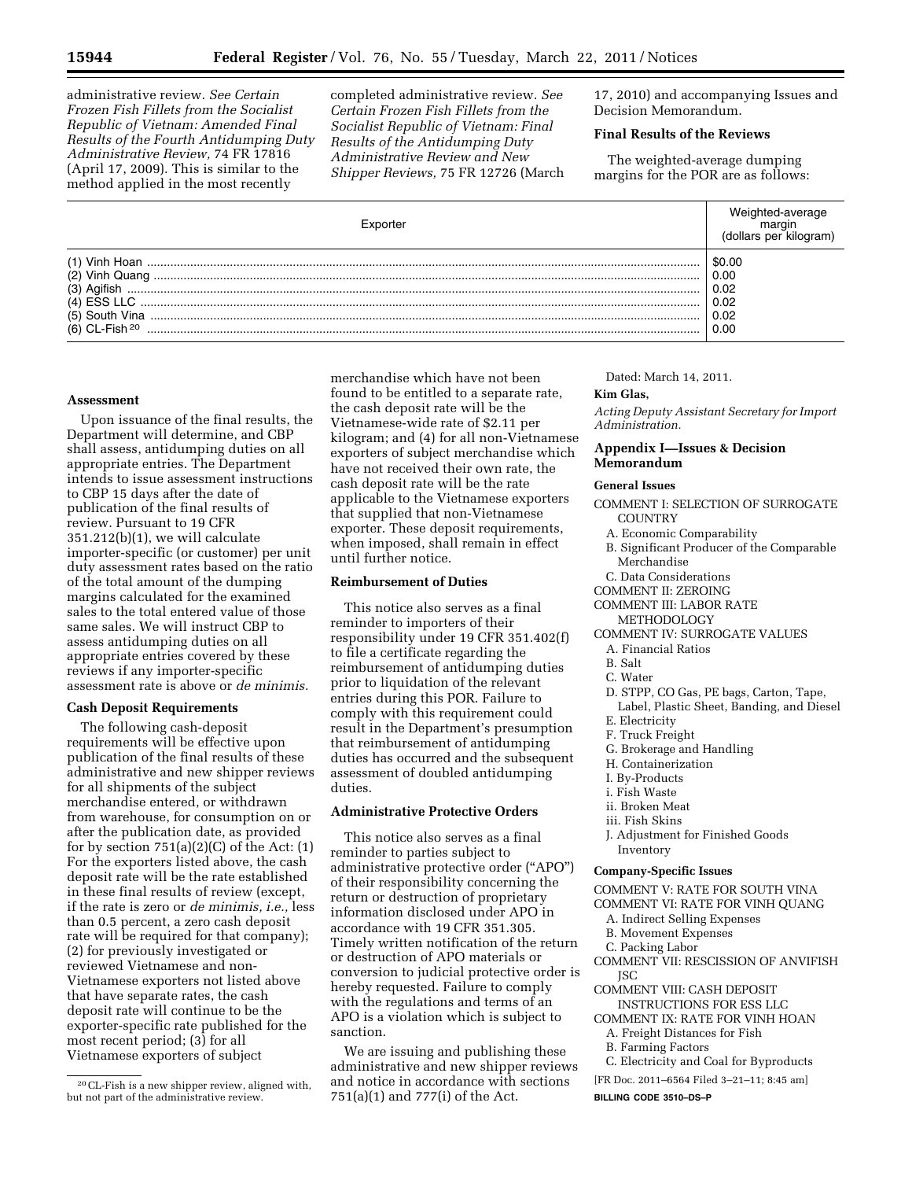administrative review. *See Certain Frozen Fish Fillets from the Socialist Republic of Vietnam: Amended Final Results of the Fourth Antidumping Duty Administrative Review,* 74 FR 17816 (April 17, 2009). This is similar to the method applied in the most recently completed administrative review. *See Certain Frozen Fish Fillets from the Socialist Republic of Vietnam: Final Results of the Antidumping Duty Administrative Review and New Shipper Reviews,* 75 FR 12726 (March 17, 2010) and accompanying Issues and Decision Memorandum.

**Final Results of the Reviews**

The weighted-average dumping margins for the POR are as follows:

| Exporter | Weighted-average margin (dollars per kilogram) |
|---|---|
| (1) Vinh Hoan | $0.00 |
| (2) Vinh Quang | 0.00 |
| (3) Agifish | 0.02 |
| (4) ESS LLC | 0.02 |
| (5) South Vina | 0.02 |
| (6) CL-Fish [20] | 0.00 |

**Assessment**

Upon issuance of the final results, the Department will determine, and CBP shall assess, antidumping duties on all appropriate entries. The Department intends to issue assessment instructions to CBP 15 days after the date of publication of the final results of review. Pursuant to 19 CFR 351.212(b)(1), we will calculate importer-specific (or customer) per unit duty assessment rates based on the ratio of the total amount of the dumping margins calculated for the examined sales to the total entered value of those same sales. We will instruct CBP to assess antidumping duties on all appropriate entries covered by these reviews if any importer-specific assessment rate is above or *de minimis.*

**Cash Deposit Requirements**

The following cash-deposit requirements will be effective upon publication of the final results of these administrative and new shipper reviews for all shipments of the subject merchandise entered, or withdrawn from warehouse, for consumption on or after the publication date, as provided for by section 751(a)(2)(C) of the Act: (1) For the exporters listed above, the cash deposit rate will be the rate established in these final results of review (except, if the rate is zero or *de minimis, i.e.,* less than 0.5 percent, a zero cash deposit rate will be required for that company); (2) for previously investigated or reviewed Vietnamese and non-Vietnamese exporters not listed above that have separate rates, the cash deposit rate will continue to be the exporter-specific rate published for the most recent period; (3) for all Vietnamese exporters of subject merchandise which have not been found to be entitled to a separate rate, the cash deposit rate will be the Vietnamese-wide rate of $2.11 per kilogram; and (4) for all non-Vietnamese exporters of subject merchandise which have not received their own rate, the cash deposit rate will be the rate applicable to the Vietnamese exporters that supplied that non-Vietnamese exporter. These deposit requirements, when imposed, shall remain in effect until further notice.

**Reimbursement of Duties**

This notice also serves as a final reminder to importers of their responsibility under 19 CFR 351.402(f) to file a certificate regarding the reimbursement of antidumping duties prior to liquidation of the relevant entries during this POR. Failure to comply with this requirement could result in the Department's presumption that reimbursement of antidumping duties has occurred and the subsequent assessment of doubled antidumping duties.

**Administrative Protective Orders**

This notice also serves as a final reminder to parties subject to administrative protective order ("APO") of their responsibility concerning the return or destruction of proprietary information disclosed under APO in accordance with 19 CFR 351.305. Timely written notification of the return or destruction of APO materials or conversion to judicial protective order is hereby requested. Failure to comply with the regulations and terms of an APO is a violation which is subject to sanction.

We are issuing and publishing these administrative and new shipper reviews and notice in accordance with sections 751(a)(1) and 777(i) of the Act.

Dated: March 14, 2011.

**Kim Glas,**

*Acting Deputy Assistant Secretary for Import Administration.*

## Appendix I—Issues & Decision Memorandum

**General Issues**

COMMENT I: SELECTION OF SURROGATE COUNTRY
- A. Economic Comparability
- B. Significant Producer of the Comparable Merchandise
- C. Data Considerations

COMMENT II: ZEROING

COMMENT III: LABOR RATE METHODOLOGY

COMMENT IV: SURROGATE VALUES
- A. Financial Ratios
- B. Salt
- C. Water
- D. STPP, CO Gas, PE bags, Carton, Tape, Label, Plastic Sheet, Banding, and Diesel
- E. Electricity
- F. Truck Freight
- G. Brokerage and Handling
- H. Containerization
- I. By-Products
- i. Fish Waste
- ii. Broken Meat
- iii. Fish Skins
- J. Adjustment for Finished Goods Inventory

**Company-Specific Issues**

COMMENT V: RATE FOR SOUTH VINA

COMMENT VI: RATE FOR VINH QUANG
- A. Indirect Selling Expenses
- B. Movement Expenses
- C. Packing Labor

COMMENT VII: RESCISSION OF ANVIFISH JSC

COMMENT VIII: CASH DEPOSIT INSTRUCTIONS FOR ESS LLC

COMMENT IX: RATE FOR VINH HOAN
- A. Freight Distances for Fish
- B. Farming Factors
- C. Electricity and Coal for Byproducts

[FR Doc. 2011–6564 Filed 3–21–11; 8:45 am]

**BILLING CODE 3510–DS–P**

[20] CL-Fish is a new shipper review, aligned with, but not part of the administrative review.